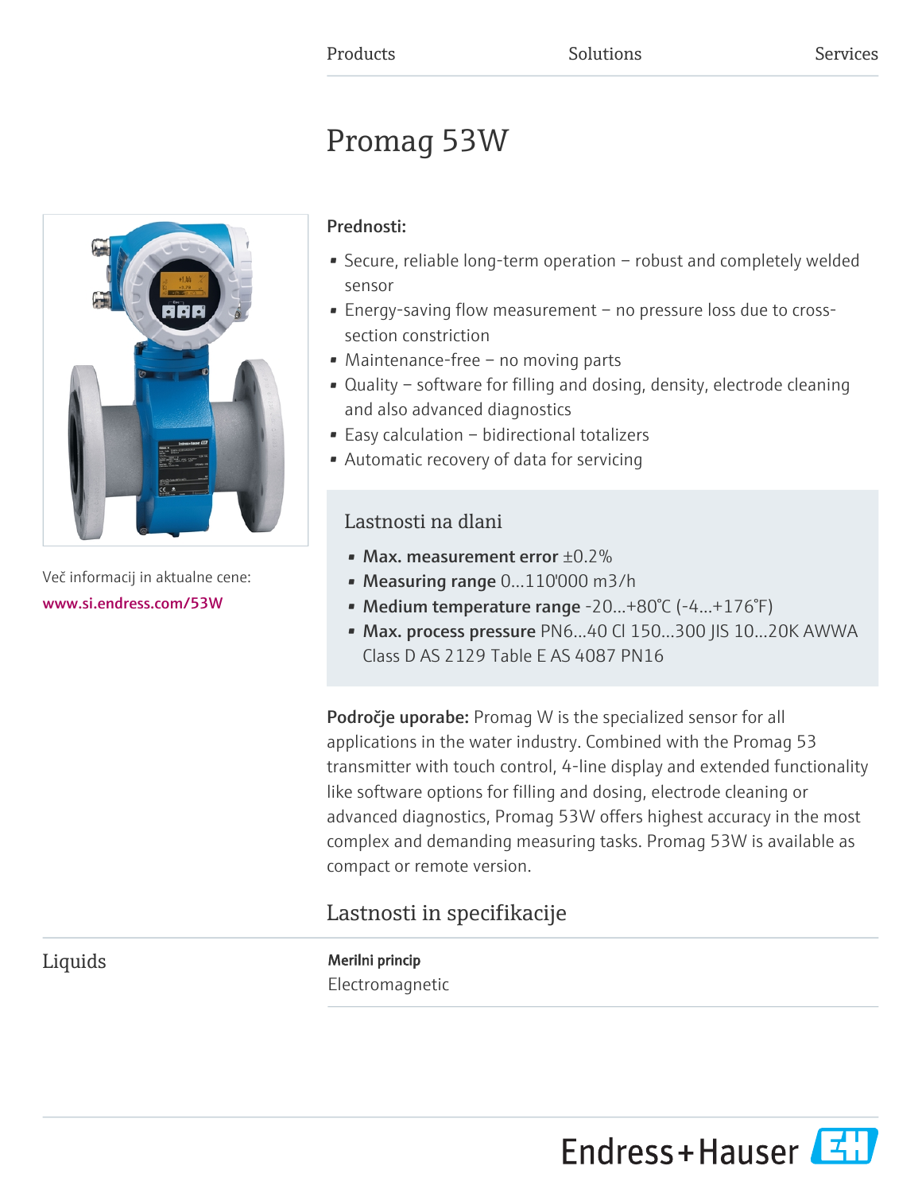Products Solutions Services

# Promag 53W

Več informacij in aktualne cene:
www.si.endress.com/53W

## Prednosti:

- Secure, reliable long-term operation – robust and completely welded sensor
- Energy-saving flow measurement – no pressure loss due to cross-section constriction
- Maintenance-free – no moving parts
- Quality – software for filling and dosing, density, electrode cleaning and also advanced diagnostics
- Easy calculation – bidirectional totalizers
- Automatic recovery of data for servicing

## Lastnosti na dlani

- **Max. measurement error** ±0.2%
- **Measuring range** 0...110'000 m3/h
- **Medium temperature range** -20...+80°C (-4...+176°F)
- **Max. process pressure** PN6...40 Cl 150...300 JIS 10...20K AWWA Class D AS 2129 Table E AS 4087 PN16

**Področje uporabe:** Promag W is the specialized sensor for all applications in the water industry. Combined with the Promag 53 transmitter with touch control, 4-line display and extended functionality like software options for filling and dosing, electrode cleaning or advanced diagnostics, Promag 53W offers highest accuracy in the most complex and demanding measuring tasks. Promag 53W is available as compact or remote version.

## Lastnosti in specifikacije

### Liquids

**Merilni princip**

Electromagnetic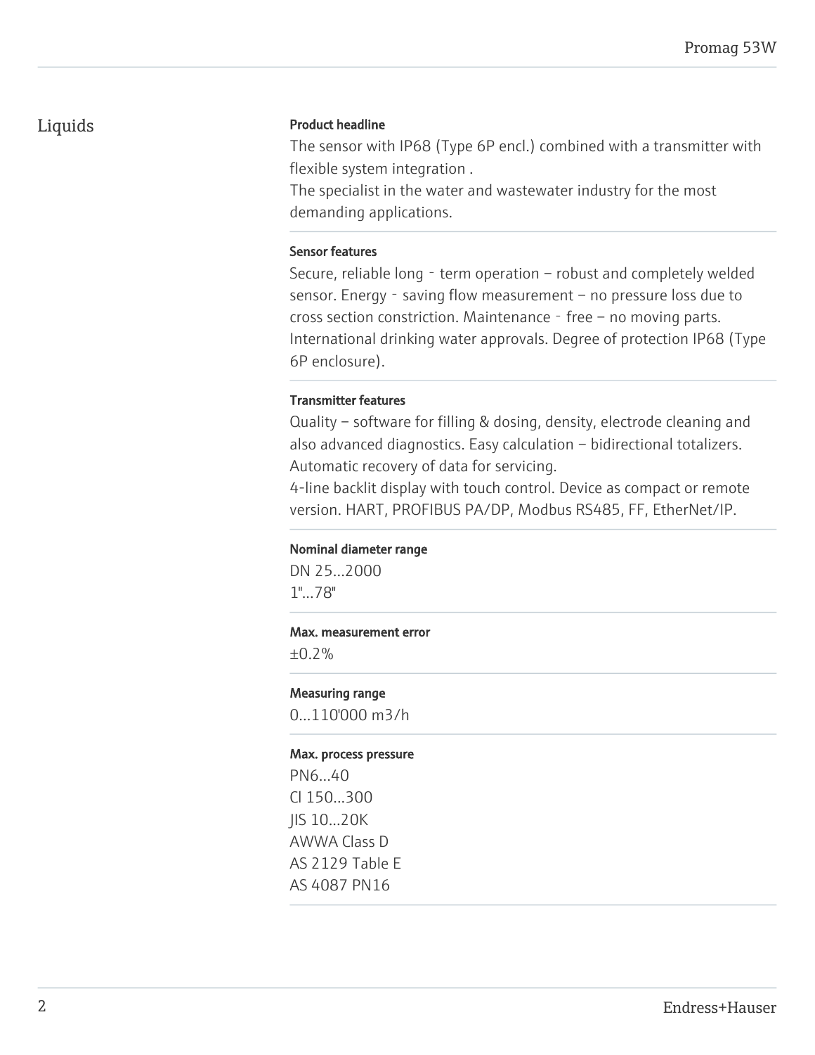## Liquids

### Product headline

The sensor with IP68 (Type 6P encl.) combined with a transmitter with flexible system integration .
The specialist in the water and wastewater industry for the most demanding applications.

### Sensor features

Secure, reliable long‐term operation – robust and completely welded sensor. Energy‐saving flow measurement – no pressure loss due to cross section constriction. Maintenance‐free – no moving parts. International drinking water approvals. Degree of protection IP68 (Type 6P enclosure).

### Transmitter features

Quality – software for filling & dosing, density, electrode cleaning and also advanced diagnostics. Easy calculation – bidirectional totalizers. Automatic recovery of data for servicing.
4-line backlit display with touch control. Device as compact or remote version. HART, PROFIBUS PA/DP, Modbus RS485, FF, EtherNet/IP.

### Nominal diameter range

DN 25...2000
1"...78"

### Max. measurement error

±0.2%

### Measuring range

0...110'000 m3/h

### Max. process pressure

PN6...40
Cl 150...300
JIS 10...20K
AWWA Class D
AS 2129 Table E
AS 4087 PN16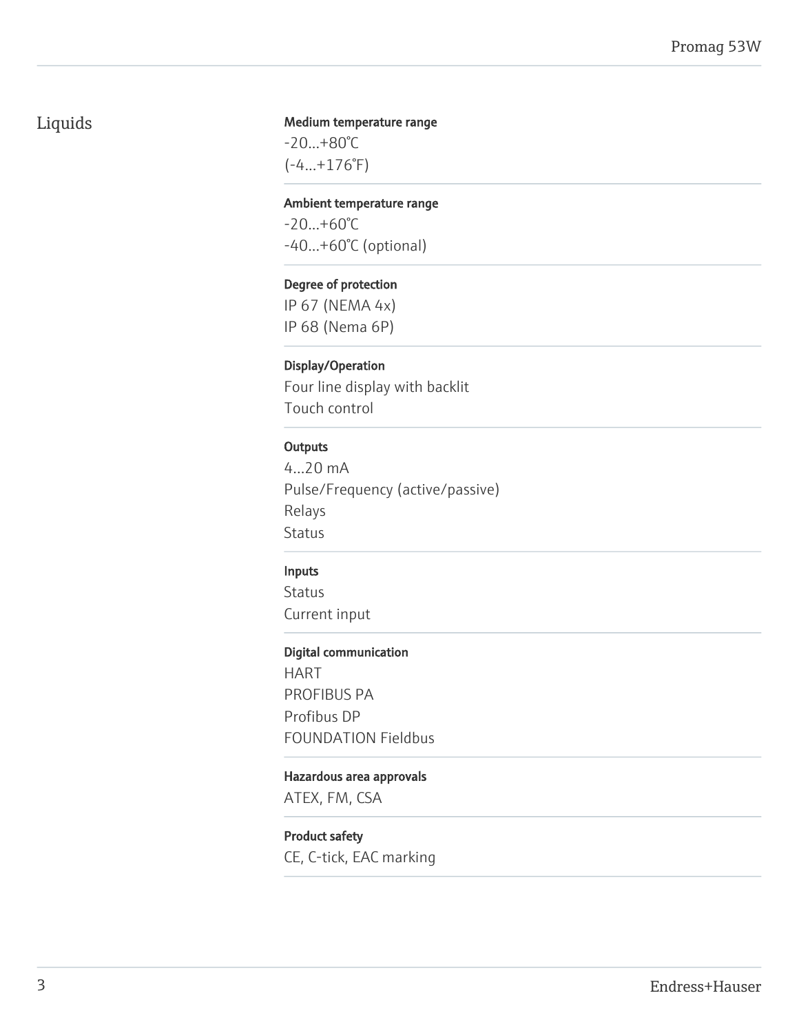## Liquids

**Medium temperature range**

-20...+80°C
(-4...+176°F)

**Ambient temperature range**

-20...+60°C
-40...+60°C (optional)

**Degree of protection**

IP 67 (NEMA 4x)
IP 68 (Nema 6P)

**Display/Operation**

Four line display with backlit
Touch control

**Outputs**

4...20 mA
Pulse/Frequency (active/passive)
Relays
Status

**Inputs**

Status
Current input

**Digital communication**

HART
PROFIBUS PA
Profibus DP
FOUNDATION Fieldbus

**Hazardous area approvals**

ATEX, FM, CSA

**Product safety**

CE, C-tick, EAC marking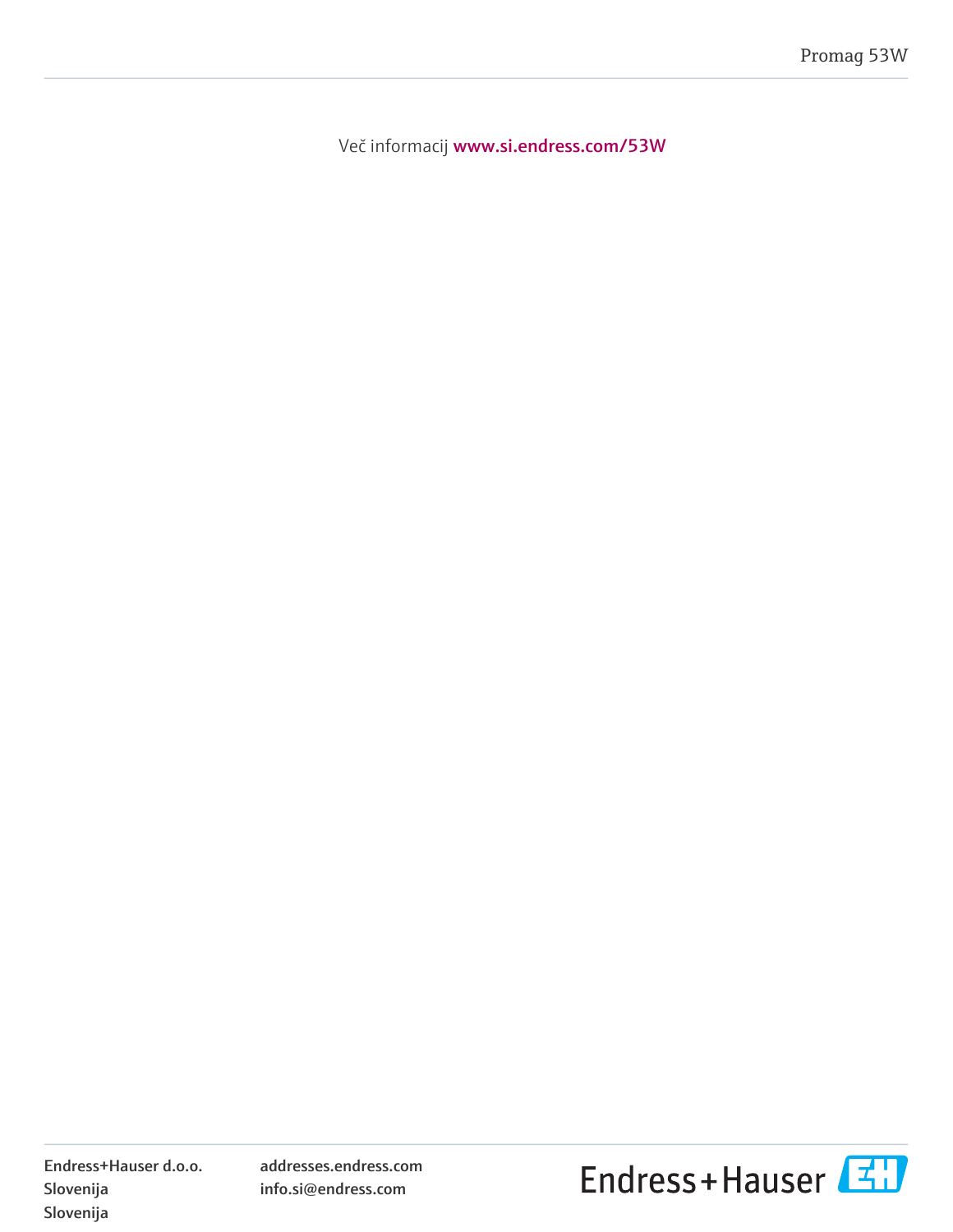Več informacij **www.si.endress.com/53W**

Endress+Hauser d.o.o.
Slovenija
Slovenija

addresses.endress.com
info.si@endress.com

Endress+Hauser